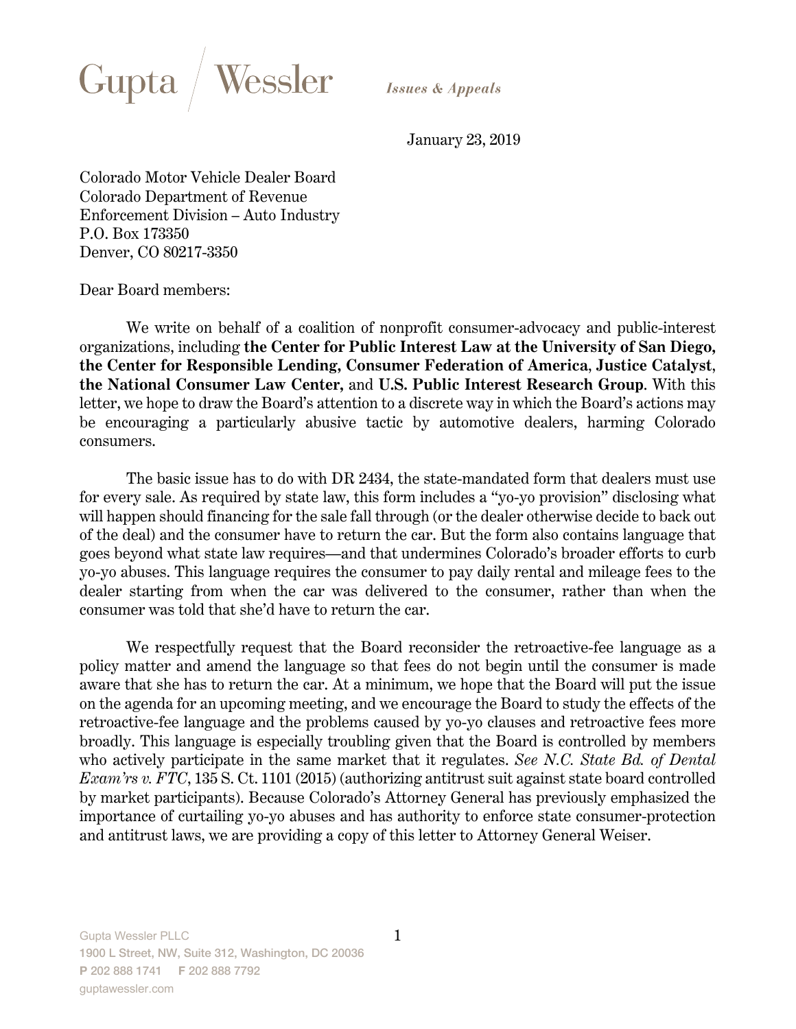Gupta / Wessler *Issues & Appeals*

January 23, 2019

Colorado Motor Vehicle Dealer Board
Colorado Department of Revenue
Enforcement Division – Auto Industry
P.O. Box 173350
Denver, CO 80217-3350

Dear Board members:

We write on behalf of a coalition of nonprofit consumer-advocacy and public-interest organizations, including **the Center for Public Interest Law at the University of San Diego, the Center for Responsible Lending, Consumer Federation of America**, **Justice Catalyst**, **the National Consumer Law Center,** and **U.S. Public Interest Research Group**. With this letter, we hope to draw the Board's attention to a discrete way in which the Board's actions may be encouraging a particularly abusive tactic by automotive dealers, harming Colorado consumers.

The basic issue has to do with DR 2434, the state-mandated form that dealers must use for every sale. As required by state law, this form includes a "yo-yo provision" disclosing what will happen should financing for the sale fall through (or the dealer otherwise decide to back out of the deal) and the consumer have to return the car. But the form also contains language that goes beyond what state law requires—and that undermines Colorado's broader efforts to curb yo-yo abuses. This language requires the consumer to pay daily rental and mileage fees to the dealer starting from when the car was delivered to the consumer, rather than when the consumer was told that she'd have to return the car.

We respectfully request that the Board reconsider the retroactive-fee language as a policy matter and amend the language so that fees do not begin until the consumer is made aware that she has to return the car. At a minimum, we hope that the Board will put the issue on the agenda for an upcoming meeting, and we encourage the Board to study the effects of the retroactive-fee language and the problems caused by yo-yo clauses and retroactive fees more broadly. This language is especially troubling given that the Board is controlled by members who actively participate in the same market that it regulates. *See N.C. State Bd. of Dental Exam'rs v. FTC*, 135 S. Ct. 1101 (2015) (authorizing antitrust suit against state board controlled by market participants). Because Colorado's Attorney General has previously emphasized the importance of curtailing yo-yo abuses and has authority to enforce state consumer-protection and antitrust laws, we are providing a copy of this letter to Attorney General Weiser.

Gupta Wessler PLLC
1900 L Street, NW, Suite 312, Washington, DC 20036
P 202 888 1741 F 202 888 7792
guptawessler.com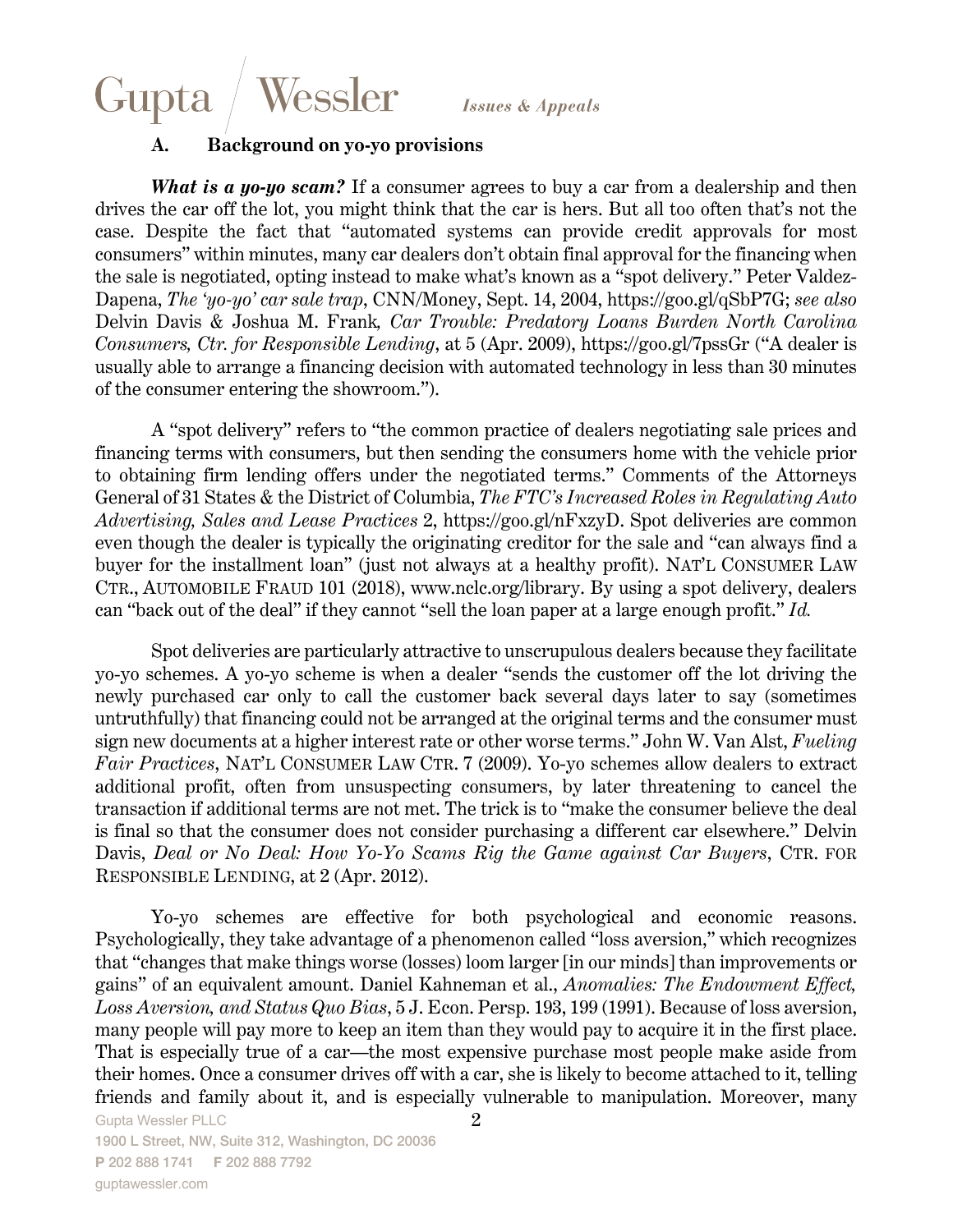### A. Background on yo-yo provisions

***What is a yo-yo scam?*** If a consumer agrees to buy a car from a dealership and then drives the car off the lot, you might think that the car is hers. But all too often that's not the case. Despite the fact that "automated systems can provide credit approvals for most consumers" within minutes, many car dealers don't obtain final approval for the financing when the sale is negotiated, opting instead to make what's known as a "spot delivery." Peter Valdez-Dapena, *The 'yo-yo' car sale trap*, CNN/Money, Sept. 14, 2004, https://goo.gl/qSbP7G; *see also* Delvin Davis & Joshua M. Frank, *Car Trouble: Predatory Loans Burden North Carolina Consumers, Ctr. for Responsible Lending*, at 5 (Apr. 2009), https://goo.gl/7pssGr ("A dealer is usually able to arrange a financing decision with automated technology in less than 30 minutes of the consumer entering the showroom.").

A "spot delivery" refers to "the common practice of dealers negotiating sale prices and financing terms with consumers, but then sending the consumers home with the vehicle prior to obtaining firm lending offers under the negotiated terms." Comments of the Attorneys General of 31 States & the District of Columbia, *The FTC's Increased Roles in Regulating Auto Advertising, Sales and Lease Practices* 2, https://goo.gl/nFxzyD. Spot deliveries are common even though the dealer is typically the originating creditor for the sale and "can always find a buyer for the installment loan" (just not always at a healthy profit). NAT'L CONSUMER LAW CTR., AUTOMOBILE FRAUD 101 (2018), www.nclc.org/library. By using a spot delivery, dealers can "back out of the deal" if they cannot "sell the loan paper at a large enough profit." *Id.*

Spot deliveries are particularly attractive to unscrupulous dealers because they facilitate yo-yo schemes. A yo-yo scheme is when a dealer "sends the customer off the lot driving the newly purchased car only to call the customer back several days later to say (sometimes untruthfully) that financing could not be arranged at the original terms and the consumer must sign new documents at a higher interest rate or other worse terms." John W. Van Alst, *Fueling Fair Practices*, NAT'L CONSUMER LAW CTR. 7 (2009). Yo-yo schemes allow dealers to extract additional profit, often from unsuspecting consumers, by later threatening to cancel the transaction if additional terms are not met. The trick is to "make the consumer believe the deal is final so that the consumer does not consider purchasing a different car elsewhere." Delvin Davis, *Deal or No Deal: How Yo-Yo Scams Rig the Game against Car Buyers*, CTR. FOR RESPONSIBLE LENDING, at 2 (Apr. 2012).

Yo-yo schemes are effective for both psychological and economic reasons. Psychologically, they take advantage of a phenomenon called "loss aversion," which recognizes that "changes that make things worse (losses) loom larger [in our minds] than improvements or gains" of an equivalent amount. Daniel Kahneman et al., *Anomalies: The Endowment Effect, Loss Aversion, and Status Quo Bias*, 5 J. Econ. Persp. 193, 199 (1991). Because of loss aversion, many people will pay more to keep an item than they would pay to acquire it in the first place. That is especially true of a car—the most expensive purchase most people make aside from their homes. Once a consumer drives off with a car, she is likely to become attached to it, telling friends and family about it, and is especially vulnerable to manipulation. Moreover, many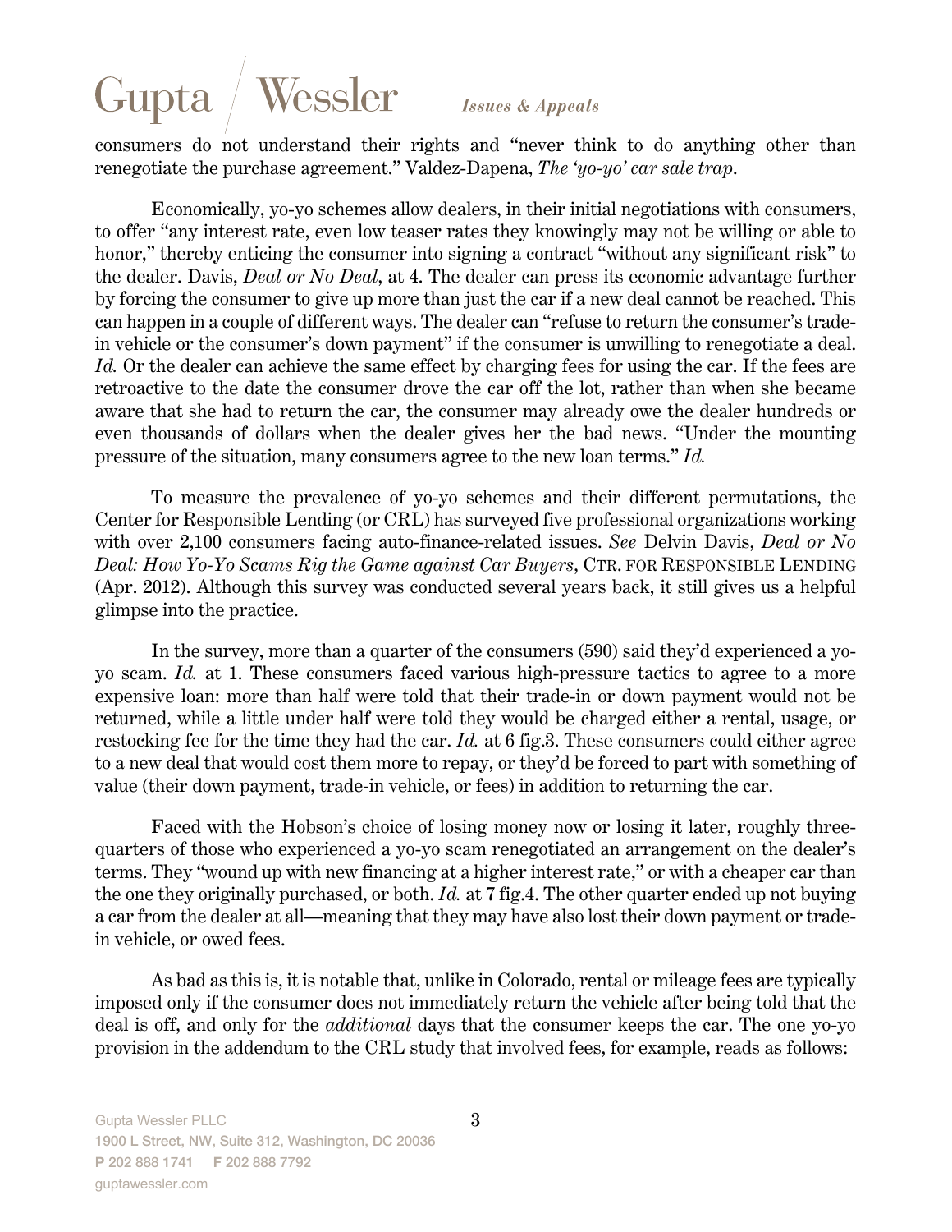consumers do not understand their rights and "never think to do anything other than renegotiate the purchase agreement." Valdez-Dapena, *The 'yo-yo' car sale trap*.

Economically, yo-yo schemes allow dealers, in their initial negotiations with consumers, to offer "any interest rate, even low teaser rates they knowingly may not be willing or able to honor," thereby enticing the consumer into signing a contract "without any significant risk" to the dealer. Davis, *Deal or No Deal*, at 4. The dealer can press its economic advantage further by forcing the consumer to give up more than just the car if a new deal cannot be reached. This can happen in a couple of different ways. The dealer can "refuse to return the consumer's trade-in vehicle or the consumer's down payment" if the consumer is unwilling to renegotiate a deal. *Id.* Or the dealer can achieve the same effect by charging fees for using the car. If the fees are retroactive to the date the consumer drove the car off the lot, rather than when she became aware that she had to return the car, the consumer may already owe the dealer hundreds or even thousands of dollars when the dealer gives her the bad news. "Under the mounting pressure of the situation, many consumers agree to the new loan terms." *Id.*

To measure the prevalence of yo-yo schemes and their different permutations, the Center for Responsible Lending (or CRL) has surveyed five professional organizations working with over 2,100 consumers facing auto-finance-related issues. *See* Delvin Davis, *Deal or No Deal: How Yo-Yo Scams Rig the Game against Car Buyers*, CTR. FOR RESPONSIBLE LENDING (Apr. 2012). Although this survey was conducted several years back, it still gives us a helpful glimpse into the practice.

In the survey, more than a quarter of the consumers (590) said they'd experienced a yo-yo scam. *Id.* at 1. These consumers faced various high-pressure tactics to agree to a more expensive loan: more than half were told that their trade-in or down payment would not be returned, while a little under half were told they would be charged either a rental, usage, or restocking fee for the time they had the car. *Id.* at 6 fig.3. These consumers could either agree to a new deal that would cost them more to repay, or they'd be forced to part with something of value (their down payment, trade-in vehicle, or fees) in addition to returning the car.

Faced with the Hobson's choice of losing money now or losing it later, roughly three-quarters of those who experienced a yo-yo scam renegotiated an arrangement on the dealer's terms. They "wound up with new financing at a higher interest rate," or with a cheaper car than the one they originally purchased, or both. *Id.* at 7 fig.4. The other quarter ended up not buying a car from the dealer at all—meaning that they may have also lost their down payment or trade-in vehicle, or owed fees.

As bad as this is, it is notable that, unlike in Colorado, rental or mileage fees are typically imposed only if the consumer does not immediately return the vehicle after being told that the deal is off, and only for the *additional* days that the consumer keeps the car. The one yo-yo provision in the addendum to the CRL study that involved fees, for example, reads as follows: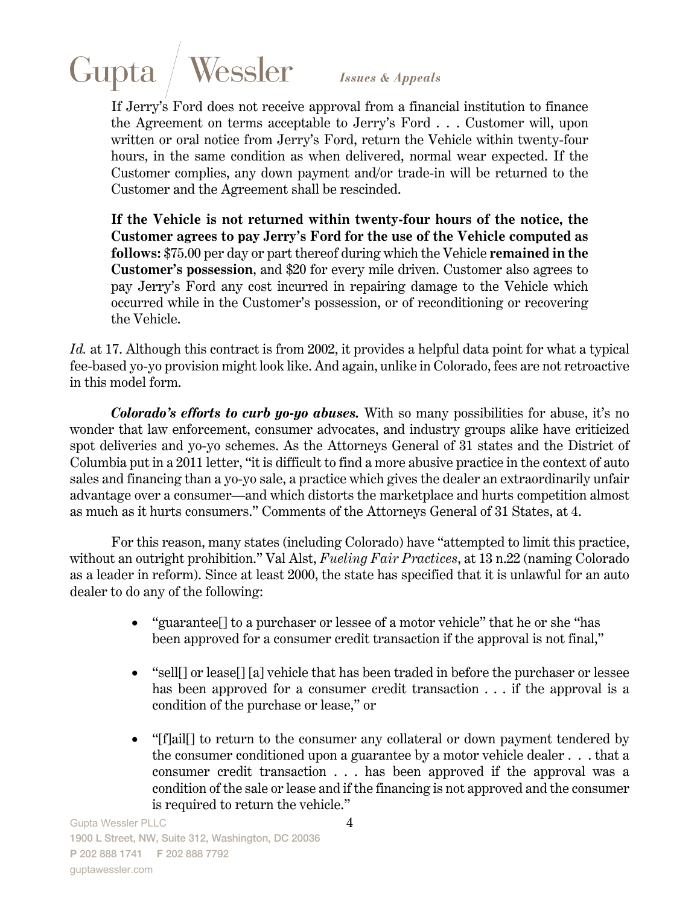> If Jerry's Ford does not receive approval from a financial institution to finance the Agreement on terms acceptable to Jerry's Ford . . . Customer will, upon written or oral notice from Jerry's Ford, return the Vehicle within twenty-four hours, in the same condition as when delivered, normal wear expected. If the Customer complies, any down payment and/or trade-in will be returned to the Customer and the Agreement shall be rescinded.
>
> **If the Vehicle is not returned within twenty-four hours of the notice, the Customer agrees to pay Jerry's Ford for the use of the Vehicle computed as follows:** $75.00 per day or part thereof during which the Vehicle **remained in the Customer's possession**, and $20 for every mile driven. Customer also agrees to pay Jerry's Ford any cost incurred in repairing damage to the Vehicle which occurred while in the Customer's possession, or of reconditioning or recovering the Vehicle.

*Id.* at 17. Although this contract is from 2002, it provides a helpful data point for what a typical fee-based yo-yo provision might look like. And again, unlike in Colorado, fees are not retroactive in this model form.

***Colorado's efforts to curb yo-yo abuses.*** With so many possibilities for abuse, it's no wonder that law enforcement, consumer advocates, and industry groups alike have criticized spot deliveries and yo-yo schemes. As the Attorneys General of 31 states and the District of Columbia put in a 2011 letter, "it is difficult to find a more abusive practice in the context of auto sales and financing than a yo-yo sale, a practice which gives the dealer an extraordinarily unfair advantage over a consumer—and which distorts the marketplace and hurts competition almost as much as it hurts consumers." Comments of the Attorneys General of 31 States, at 4.

For this reason, many states (including Colorado) have "attempted to limit this practice, without an outright prohibition." Val Alst, *Fueling Fair Practices*, at 13 n.22 (naming Colorado as a leader in reform). Since at least 2000, the state has specified that it is unlawful for an auto dealer to do any of the following:

- "guarantee[] to a purchaser or lessee of a motor vehicle" that he or she "has been approved for a consumer credit transaction if the approval is not final,"
- "sell[] or lease[] [a] vehicle that has been traded in before the purchaser or lessee has been approved for a consumer credit transaction . . . if the approval is a condition of the purchase or lease," or
- "[f]ail[] to return to the consumer any collateral or down payment tendered by the consumer conditioned upon a guarantee by a motor vehicle dealer . . . that a consumer credit transaction . . . has been approved if the approval was a condition of the sale or lease and if the financing is not approved and the consumer is required to return the vehicle."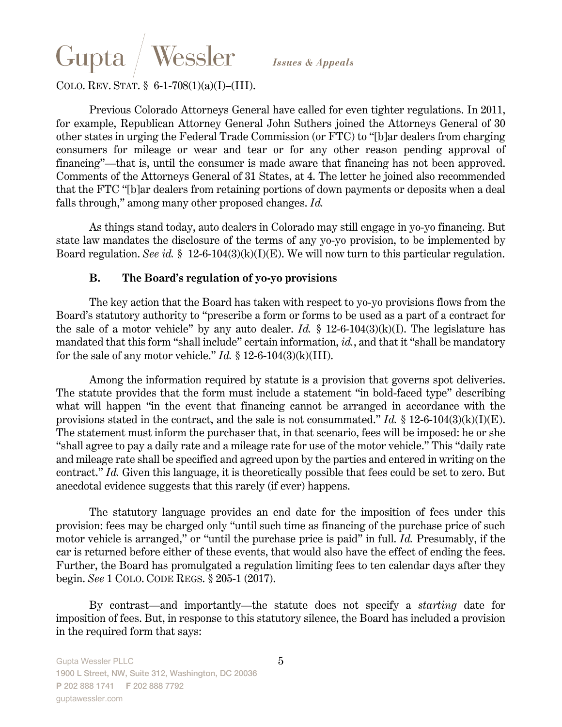COLO. REV. STAT. § 6-1-708(1)(a)(I)–(III).

Previous Colorado Attorneys General have called for even tighter regulations. In 2011, for example, Republican Attorney General John Suthers joined the Attorneys General of 30 other states in urging the Federal Trade Commission (or FTC) to "[b]ar dealers from charging consumers for mileage or wear and tear or for any other reason pending approval of financing"—that is, until the consumer is made aware that financing has not been approved. Comments of the Attorneys General of 31 States, at 4. The letter he joined also recommended that the FTC "[b]ar dealers from retaining portions of down payments or deposits when a deal falls through," among many other proposed changes. *Id.*

As things stand today, auto dealers in Colorado may still engage in yo-yo financing. But state law mandates the disclosure of the terms of any yo-yo provision, to be implemented by Board regulation. *See id.* § 12-6-104(3)(k)(I)(E). We will now turn to this particular regulation.

### B. The Board's regulation of yo-yo provisions

The key action that the Board has taken with respect to yo-yo provisions flows from the Board's statutory authority to "prescribe a form or forms to be used as a part of a contract for the sale of a motor vehicle" by any auto dealer. *Id.* § 12-6-104(3)(k)(I). The legislature has mandated that this form "shall include" certain information, *id.*, and that it "shall be mandatory for the sale of any motor vehicle." *Id.* § 12-6-104(3)(k)(III).

Among the information required by statute is a provision that governs spot deliveries. The statute provides that the form must include a statement "in bold-faced type" describing what will happen "in the event that financing cannot be arranged in accordance with the provisions stated in the contract, and the sale is not consummated." *Id.* § 12-6-104(3)(k)(I)(E). The statement must inform the purchaser that, in that scenario, fees will be imposed: he or she "shall agree to pay a daily rate and a mileage rate for use of the motor vehicle." This "daily rate and mileage rate shall be specified and agreed upon by the parties and entered in writing on the contract." *Id.* Given this language, it is theoretically possible that fees could be set to zero. But anecdotal evidence suggests that this rarely (if ever) happens.

The statutory language provides an end date for the imposition of fees under this provision: fees may be charged only "until such time as financing of the purchase price of such motor vehicle is arranged," or "until the purchase price is paid" in full. *Id.* Presumably, if the car is returned before either of these events, that would also have the effect of ending the fees. Further, the Board has promulgated a regulation limiting fees to ten calendar days after they begin. *See* 1 COLO. CODE REGS. § 205-1 (2017).

By contrast—and importantly—the statute does not specify a *starting* date for imposition of fees. But, in response to this statutory silence, the Board has included a provision in the required form that says: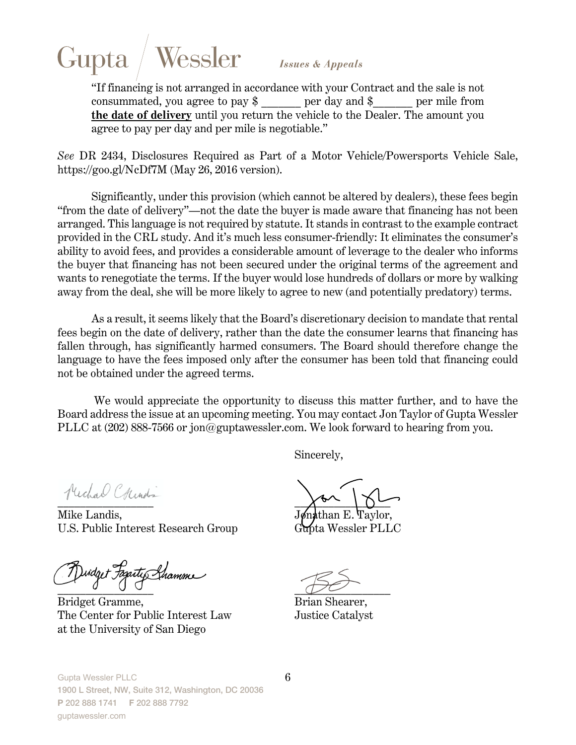> "If financing is not arranged in accordance with your Contract and the sale is not consummated, you agree to pay $ _______ per day and $_______ per mile from **the date of delivery** until you return the vehicle to the Dealer. The amount you agree to pay per day and per mile is negotiable."

*See* DR 2434, Disclosures Required as Part of a Motor Vehicle/Powersports Vehicle Sale, https://goo.gl/NcDf7M (May 26, 2016 version).

Significantly, under this provision (which cannot be altered by dealers), these fees begin "from the date of delivery"—not the date the buyer is made aware that financing has not been arranged. This language is not required by statute. It stands in contrast to the example contract provided in the CRL study. And it's much less consumer-friendly: It eliminates the consumer's ability to avoid fees, and provides a considerable amount of leverage to the dealer who informs the buyer that financing has not been secured under the original terms of the agreement and wants to renegotiate the terms. If the buyer would lose hundreds of dollars or more by walking away from the deal, she will be more likely to agree to new (and potentially predatory) terms.

As a result, it seems likely that the Board's discretionary decision to mandate that rental fees begin on the date of delivery, rather than the date the consumer learns that financing has fallen through, has significantly harmed consumers. The Board should therefore change the language to have the fees imposed only after the consumer has been told that financing could not be obtained under the agreed terms.

We would appreciate the opportunity to discuss this matter further, and to have the Board address the issue at an upcoming meeting. You may contact Jon Taylor of Gupta Wessler PLLC at (202) 888-7566 or jon@guptawessler.com. We look forward to hearing from you.

Sincerely,

Mike Landis,
U.S. Public Interest Research Group

Jonathan E. Taylor,
Gupta Wessler PLLC

Bridget Gramme,
The Center for Public Interest Law
at the University of San Diego

Brian Shearer,
Justice Catalyst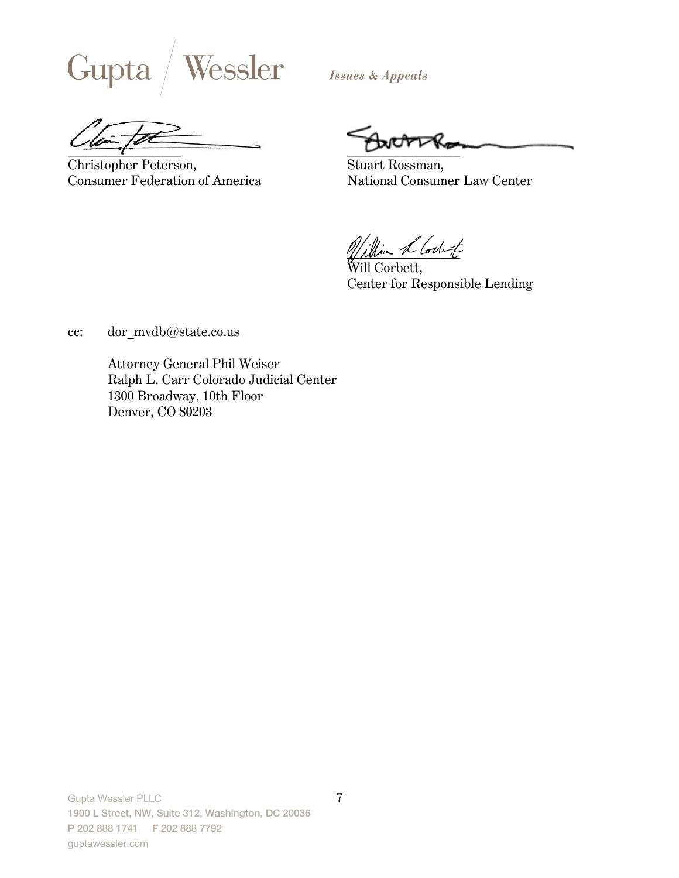Christopher Peterson,
Consumer Federation of America

Stuart Rossman,
National Consumer Law Center

Will Corbett,
Center for Responsible Lending

cc: dor_mvdb@state.co.us

Attorney General Phil Weiser
Ralph L. Carr Colorado Judicial Center
1300 Broadway, 10th Floor
Denver, CO 80203